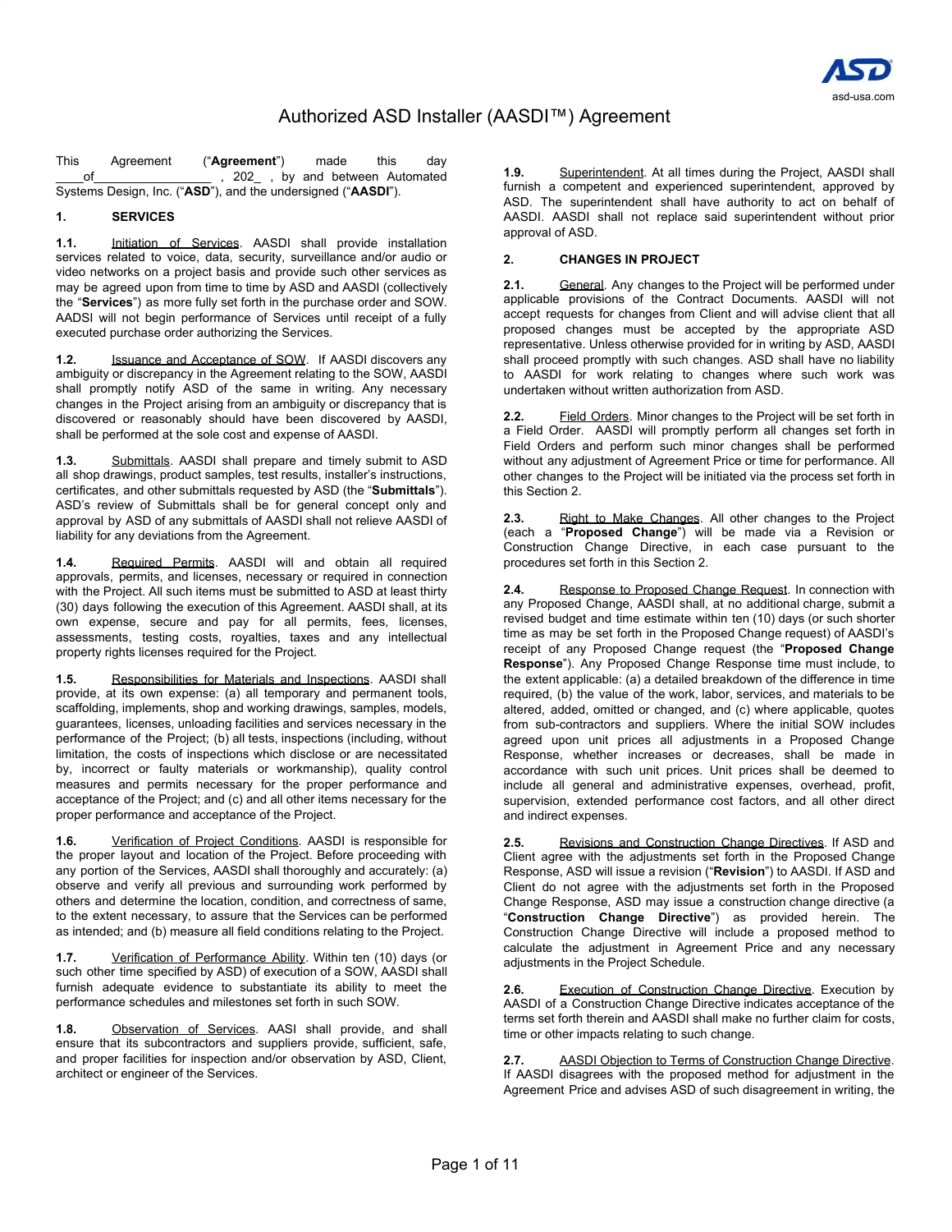# Authorized ASD Installer (AASDI™) Agreement

This Agreement ("**Agreement**") made this day ____of________________ , 202_ , by and between Automated Systems Design, Inc. ("**ASD**"), and the undersigned ("**AASDI**").

## 1. SERVICES

**1.1.** Initiation of Services. AASDI shall provide installation services related to voice, data, security, surveillance and/or audio or video networks on a project basis and provide such other services as may be agreed upon from time to time by ASD and AASDI (collectively the "**Services**") as more fully set forth in the purchase order and SOW. AADSI will not begin performance of Services until receipt of a fully executed purchase order authorizing the Services.

**1.2.** Issuance and Acceptance of SOW. If AASDI discovers any ambiguity or discrepancy in the Agreement relating to the SOW, AASDI shall promptly notify ASD of the same in writing. Any necessary changes in the Project arising from an ambiguity or discrepancy that is discovered or reasonably should have been discovered by AASDI, shall be performed at the sole cost and expense of AASDI.

**1.3.** Submittals. AASDI shall prepare and timely submit to ASD all shop drawings, product samples, test results, installer's instructions, certificates, and other submittals requested by ASD (the "**Submittals**"). ASD's review of Submittals shall be for general concept only and approval by ASD of any submittals of AASDI shall not relieve AASDI of liability for any deviations from the Agreement.

**1.4.** Required Permits. AASDI will and obtain all required approvals, permits, and licenses, necessary or required in connection with the Project. All such items must be submitted to ASD at least thirty (30) days following the execution of this Agreement. AASDI shall, at its own expense, secure and pay for all permits, fees, licenses, assessments, testing costs, royalties, taxes and any intellectual property rights licenses required for the Project.

**1.5.** Responsibilities for Materials and Inspections. AASDI shall provide, at its own expense: (a) all temporary and permanent tools, scaffolding, implements, shop and working drawings, samples, models, guarantees, licenses, unloading facilities and services necessary in the performance of the Project; (b) all tests, inspections (including, without limitation, the costs of inspections which disclose or are necessitated by, incorrect or faulty materials or workmanship), quality control measures and permits necessary for the proper performance and acceptance of the Project; and (c) and all other items necessary for the proper performance and acceptance of the Project.

**1.6.** Verification of Project Conditions. AASDI is responsible for the proper layout and location of the Project. Before proceeding with any portion of the Services, AASDI shall thoroughly and accurately: (a) observe and verify all previous and surrounding work performed by others and determine the location, condition, and correctness of same, to the extent necessary, to assure that the Services can be performed as intended; and (b) measure all field conditions relating to the Project.

**1.7.** Verification of Performance Ability. Within ten (10) days (or such other time specified by ASD) of execution of a SOW, AASDI shall furnish adequate evidence to substantiate its ability to meet the performance schedules and milestones set forth in such SOW.

**1.8.** Observation of Services. AASI shall provide, and shall ensure that its subcontractors and suppliers provide, sufficient, safe, and proper facilities for inspection and/or observation by ASD, Client, architect or engineer of the Services.

**1.9.** Superintendent. At all times during the Project, AASDI shall furnish a competent and experienced superintendent, approved by ASD. The superintendent shall have authority to act on behalf of AASDI. AASDI shall not replace said superintendent without prior approval of ASD.

## 2. CHANGES IN PROJECT

**2.1.** General. Any changes to the Project will be performed under applicable provisions of the Contract Documents. AASDI will not accept requests for changes from Client and will advise client that all proposed changes must be accepted by the appropriate ASD representative. Unless otherwise provided for in writing by ASD, AASDI shall proceed promptly with such changes. ASD shall have no liability to AASDI for work relating to changes where such work was undertaken without written authorization from ASD.

**2.2.** Field Orders. Minor changes to the Project will be set forth in a Field Order. AASDI will promptly perform all changes set forth in Field Orders and perform such minor changes shall be performed without any adjustment of Agreement Price or time for performance. All other changes to the Project will be initiated via the process set forth in this Section 2.

**2.3.** Right to Make Changes. All other changes to the Project (each a "**Proposed Change**") will be made via a Revision or Construction Change Directive, in each case pursuant to the procedures set forth in this Section 2.

**2.4.** Response to Proposed Change Request. In connection with any Proposed Change, AASDI shall, at no additional charge, submit a revised budget and time estimate within ten (10) days (or such shorter time as may be set forth in the Proposed Change request) of AASDI's receipt of any Proposed Change request (the "**Proposed Change Response**"). Any Proposed Change Response time must include, to the extent applicable: (a) a detailed breakdown of the difference in time required, (b) the value of the work, labor, services, and materials to be altered, added, omitted or changed, and (c) where applicable, quotes from sub-contractors and suppliers. Where the initial SOW includes agreed upon unit prices all adjustments in a Proposed Change Response, whether increases or decreases, shall be made in accordance with such unit prices. Unit prices shall be deemed to include all general and administrative expenses, overhead, profit, supervision, extended performance cost factors, and all other direct and indirect expenses.

**2.5.** Revisions and Construction Change Directives. If ASD and Client agree with the adjustments set forth in the Proposed Change Response, ASD will issue a revision ("**Revision**") to AASDI. If ASD and Client do not agree with the adjustments set forth in the Proposed Change Response, ASD may issue a construction change directive (a "**Construction Change Directive**") as provided herein. The Construction Change Directive will include a proposed method to calculate the adjustment in Agreement Price and any necessary adjustments in the Project Schedule.

**2.6.** Execution of Construction Change Directive. Execution by AASDI of a Construction Change Directive indicates acceptance of the terms set forth therein and AASDI shall make no further claim for costs, time or other impacts relating to such change.

**2.7.** AASDI Objection to Terms of Construction Change Directive. If AASDI disagrees with the proposed method for adjustment in the Agreement Price and advises ASD of such disagreement in writing, the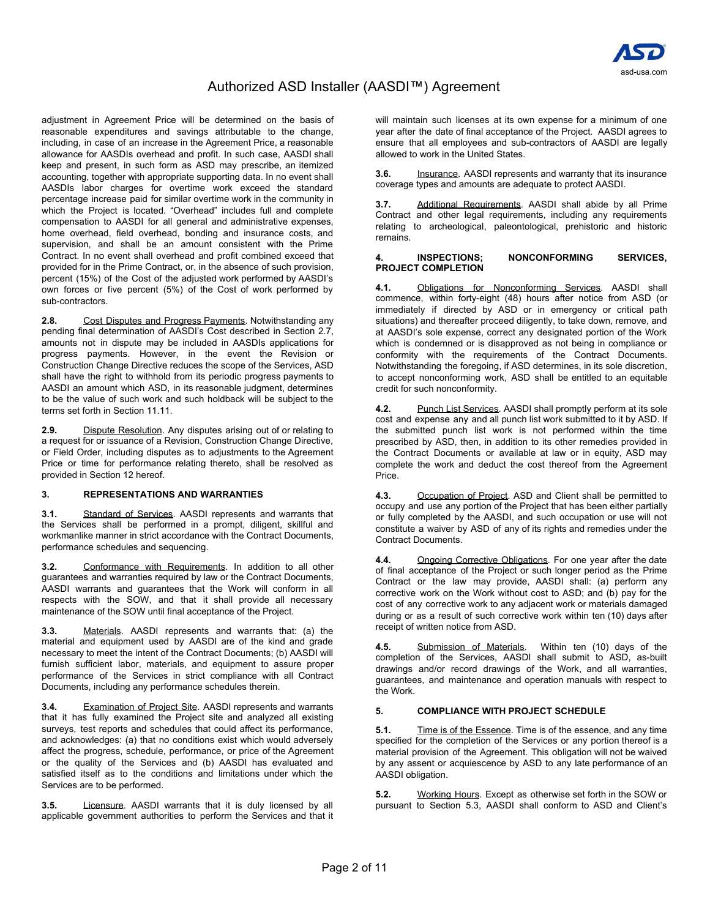adjustment in Agreement Price will be determined on the basis of reasonable expenditures and savings attributable to the change, including, in case of an increase in the Agreement Price, a reasonable allowance for AASDIs overhead and profit. In such case, AASDI shall keep and present, in such form as ASD may prescribe, an itemized accounting, together with appropriate supporting data. In no event shall AASDIs labor charges for overtime work exceed the standard percentage increase paid for similar overtime work in the community in which the Project is located. "Overhead" includes full and complete compensation to AASDI for all general and administrative expenses, home overhead, field overhead, bonding and insurance costs, and supervision, and shall be an amount consistent with the Prime Contract. In no event shall overhead and profit combined exceed that provided for in the Prime Contract, or, in the absence of such provision, percent (15%) of the Cost of the adjusted work performed by AASDI's own forces or five percent (5%) of the Cost of work performed by sub-contractors.

**2.8.** Cost Disputes and Progress Payments. Notwithstanding any pending final determination of AASDI's Cost described in Section 2.7, amounts not in dispute may be included in AASDIs applications for progress payments. However, in the event the Revision or Construction Change Directive reduces the scope of the Services, ASD shall have the right to withhold from its periodic progress payments to AASDI an amount which ASD, in its reasonable judgment, determines to be the value of such work and such holdback will be subject to the terms set forth in Section 11.11.

**2.9.** Dispute Resolution. Any disputes arising out of or relating to a request for or issuance of a Revision, Construction Change Directive, or Field Order, including disputes as to adjustments to the Agreement Price or time for performance relating thereto, shall be resolved as provided in Section 12 hereof.

## 3. REPRESENTATIONS AND WARRANTIES

**3.1.** Standard of Services. AASDI represents and warrants that the Services shall be performed in a prompt, diligent, skillful and workmanlike manner in strict accordance with the Contract Documents, performance schedules and sequencing.

**3.2.** Conformance with Requirements. In addition to all other guarantees and warranties required by law or the Contract Documents, AASDI warrants and guarantees that the Work will conform in all respects with the SOW, and that it shall provide all necessary maintenance of the SOW until final acceptance of the Project.

**3.3.** Materials. AASDI represents and warrants that: (a) the material and equipment used by AASDI are of the kind and grade necessary to meet the intent of the Contract Documents; (b) AASDI will furnish sufficient labor, materials, and equipment to assure proper performance of the Services in strict compliance with all Contract Documents, including any performance schedules therein.

**3.4.** Examination of Project Site. AASDI represents and warrants that it has fully examined the Project site and analyzed all existing surveys, test reports and schedules that could affect its performance, and acknowledges: (a) that no conditions exist which would adversely affect the progress, schedule, performance, or price of the Agreement or the quality of the Services and (b) AASDI has evaluated and satisfied itself as to the conditions and limitations under which the Services are to be performed.

**3.5.** Licensure. AASDI warrants that it is duly licensed by all applicable government authorities to perform the Services and that it will maintain such licenses at its own expense for a minimum of one year after the date of final acceptance of the Project. AASDI agrees to ensure that all employees and sub-contractors of AASDI are legally allowed to work in the United States.

**3.6.** Insurance. AASDI represents and warranty that its insurance coverage types and amounts are adequate to protect AASDI.

**3.7.** Additional Requirements. AASDI shall abide by all Prime Contract and other legal requirements, including any requirements relating to archeological, paleontological, prehistoric and historic remains.

## 4. INSPECTIONS; NONCONFORMING SERVICES, PROJECT COMPLETION

**4.1.** Obligations for Nonconforming Services. AASDI shall commence, within forty-eight (48) hours after notice from ASD (or immediately if directed by ASD or in emergency or critical path situations) and thereafter proceed diligently, to take down, remove, and at AASDI's sole expense, correct any designated portion of the Work which is condemned or is disapproved as not being in compliance or conformity with the requirements of the Contract Documents. Notwithstanding the foregoing, if ASD determines, in its sole discretion, to accept nonconforming work, ASD shall be entitled to an equitable credit for such nonconformity.

**4.2.** Punch List Services. AASDI shall promptly perform at its sole cost and expense any and all punch list work submitted to it by ASD. If the submitted punch list work is not performed within the time prescribed by ASD, then, in addition to its other remedies provided in the Contract Documents or available at law or in equity, ASD may complete the work and deduct the cost thereof from the Agreement Price.

**4.3.** Occupation of Project. ASD and Client shall be permitted to occupy and use any portion of the Project that has been either partially or fully completed by the AASDI, and such occupation or use will not constitute a waiver by ASD of any of its rights and remedies under the Contract Documents.

**4.4.** Ongoing Corrective Obligations. For one year after the date of final acceptance of the Project or such longer period as the Prime Contract or the law may provide, AASDI shall: (a) perform any corrective work on the Work without cost to ASD; and (b) pay for the cost of any corrective work to any adjacent work or materials damaged during or as a result of such corrective work within ten (10) days after receipt of written notice from ASD.

**4.5.** Submission of Materials. Within ten (10) days of the completion of the Services, AASDI shall submit to ASD, as-built drawings and/or record drawings of the Work, and all warranties, guarantees, and maintenance and operation manuals with respect to the Work.

## 5. COMPLIANCE WITH PROJECT SCHEDULE

**5.1.** Time is of the Essence. Time is of the essence, and any time specified for the completion of the Services or any portion thereof is a material provision of the Agreement. This obligation will not be waived by any assent or acquiescence by ASD to any late performance of an AASDI obligation.

**5.2.** Working Hours. Except as otherwise set forth in the SOW or pursuant to Section 5.3, AASDI shall conform to ASD and Client's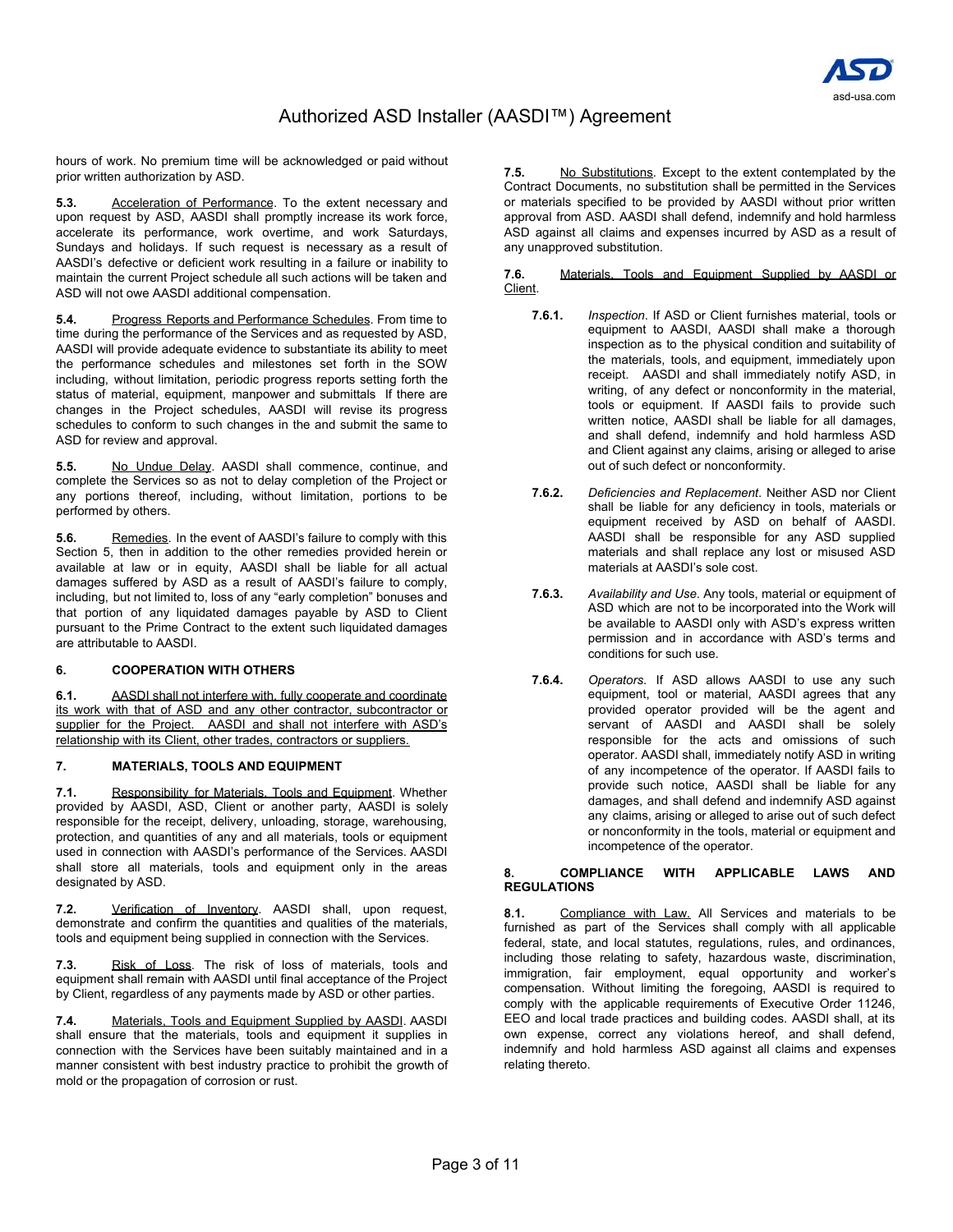hours of work. No premium time will be acknowledged or paid without prior written authorization by ASD.

**5.3.** Acceleration of Performance. To the extent necessary and upon request by ASD, AASDI shall promptly increase its work force, accelerate its performance, work overtime, and work Saturdays, Sundays and holidays. If such request is necessary as a result of AASDI's defective or deficient work resulting in a failure or inability to maintain the current Project schedule all such actions will be taken and ASD will not owe AASDI additional compensation.

**5.4.** Progress Reports and Performance Schedules. From time to time during the performance of the Services and as requested by ASD, AASDI will provide adequate evidence to substantiate its ability to meet the performance schedules and milestones set forth in the SOW including, without limitation, periodic progress reports setting forth the status of material, equipment, manpower and submittals If there are changes in the Project schedules, AASDI will revise its progress schedules to conform to such changes in the and submit the same to ASD for review and approval.

**5.5.** No Undue Delay. AASDI shall commence, continue, and complete the Services so as not to delay completion of the Project or any portions thereof, including, without limitation, portions to be performed by others.

**5.6.** Remedies. In the event of AASDI's failure to comply with this Section 5, then in addition to the other remedies provided herein or available at law or in equity, AASDI shall be liable for all actual damages suffered by ASD as a result of AASDI's failure to comply, including, but not limited to, loss of any "early completion" bonuses and that portion of any liquidated damages payable by ASD to Client pursuant to the Prime Contract to the extent such liquidated damages are attributable to AASDI.

## 6. COOPERATION WITH OTHERS

**6.1.** AASDI shall not interfere with, fully cooperate and coordinate its work with that of ASD and any other contractor, subcontractor or supplier for the Project. AASDI and shall not interfere with ASD's relationship with its Client, other trades, contractors or suppliers.

## 7. MATERIALS, TOOLS AND EQUIPMENT

**7.1.** Responsibility for Materials, Tools and Equipment. Whether provided by AASDI, ASD, Client or another party, AASDI is solely responsible for the receipt, delivery, unloading, storage, warehousing, protection, and quantities of any and all materials, tools or equipment used in connection with AASDI's performance of the Services. AASDI shall store all materials, tools and equipment only in the areas designated by ASD.

**7.2.** Verification of Inventory. AASDI shall, upon request, demonstrate and confirm the quantities and qualities of the materials, tools and equipment being supplied in connection with the Services.

**7.3.** Risk of Loss. The risk of loss of materials, tools and equipment shall remain with AASDI until final acceptance of the Project by Client, regardless of any payments made by ASD or other parties.

**7.4.** Materials, Tools and Equipment Supplied by AASDI. AASDI shall ensure that the materials, tools and equipment it supplies in connection with the Services have been suitably maintained and in a manner consistent with best industry practice to prohibit the growth of mold or the propagation of corrosion or rust.

**7.5.** No Substitutions. Except to the extent contemplated by the Contract Documents, no substitution shall be permitted in the Services or materials specified to be provided by AASDI without prior written approval from ASD. AASDI shall defend, indemnify and hold harmless ASD against all claims and expenses incurred by ASD as a result of any unapproved substitution.

**7.6.** Materials, Tools and Equipment Supplied by AASDI or Client.

**7.6.1.** *Inspection*. If ASD or Client furnishes material, tools or equipment to AASDI, AASDI shall make a thorough inspection as to the physical condition and suitability of the materials, tools, and equipment, immediately upon receipt. AASDI and shall immediately notify ASD, in writing, of any defect or nonconformity in the material, tools or equipment. If AASDI fails to provide such written notice, AASDI shall be liable for all damages, and shall defend, indemnify and hold harmless ASD and Client against any claims, arising or alleged to arise out of such defect or nonconformity.

**7.6.2.** *Deficiencies and Replacement*. Neither ASD nor Client shall be liable for any deficiency in tools, materials or equipment received by ASD on behalf of AASDI. AASDI shall be responsible for any ASD supplied materials and shall replace any lost or misused ASD materials at AASDI's sole cost.

**7.6.3.** *Availability and Use*. Any tools, material or equipment of ASD which are not to be incorporated into the Work will be available to AASDI only with ASD's express written permission and in accordance with ASD's terms and conditions for such use.

**7.6.4.** *Operators*. If ASD allows AASDI to use any such equipment, tool or material, AASDI agrees that any provided operator provided will be the agent and servant of AASDI and AASDI shall be solely responsible for the acts and omissions of such operator. AASDI shall, immediately notify ASD in writing of any incompetence of the operator. If AASDI fails to provide such notice, AASDI shall be liable for any damages, and shall defend and indemnify ASD against any claims, arising or alleged to arise out of such defect or nonconformity in the tools, material or equipment and incompetence of the operator.

## 8. COMPLIANCE WITH APPLICABLE LAWS AND REGULATIONS

**8.1.** Compliance with Law. All Services and materials to be furnished as part of the Services shall comply with all applicable federal, state, and local statutes, regulations, rules, and ordinances, including those relating to safety, hazardous waste, discrimination, immigration, fair employment, equal opportunity and worker's compensation. Without limiting the foregoing, AASDI is required to comply with the applicable requirements of Executive Order 11246, EEO and local trade practices and building codes. AASDI shall, at its own expense, correct any violations hereof, and shall defend, indemnify and hold harmless ASD against all claims and expenses relating thereto.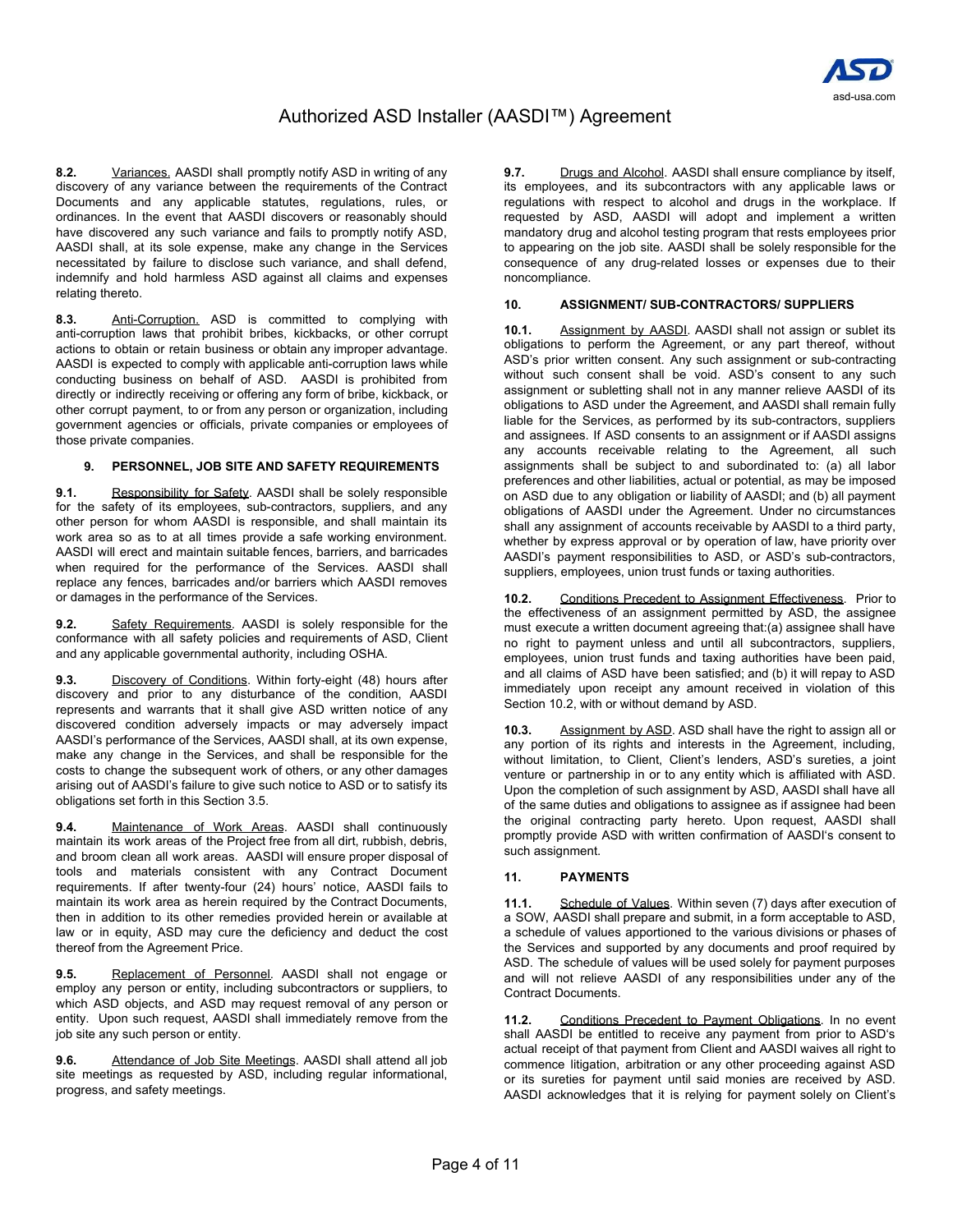**8.2.** Variances. AASDI shall promptly notify ASD in writing of any discovery of any variance between the requirements of the Contract Documents and any applicable statutes, regulations, rules, or ordinances. In the event that AASDI discovers or reasonably should have discovered any such variance and fails to promptly notify ASD, AASDI shall, at its sole expense, make any change in the Services necessitated by failure to disclose such variance, and shall defend, indemnify and hold harmless ASD against all claims and expenses relating thereto.

**8.3.** Anti-Corruption. ASD is committed to complying with anti-corruption laws that prohibit bribes, kickbacks, or other corrupt actions to obtain or retain business or obtain any improper advantage. AASDI is expected to comply with applicable anti-corruption laws while conducting business on behalf of ASD. AASDI is prohibited from directly or indirectly receiving or offering any form of bribe, kickback, or other corrupt payment, to or from any person or organization, including government agencies or officials, private companies or employees of those private companies.

## 9. PERSONNEL, JOB SITE AND SAFETY REQUIREMENTS

**9.1.** Responsibility for Safety. AASDI shall be solely responsible for the safety of its employees, sub-contractors, suppliers, and any other person for whom AASDI is responsible, and shall maintain its work area so as to at all times provide a safe working environment. AASDI will erect and maintain suitable fences, barriers, and barricades when required for the performance of the Services. AASDI shall replace any fences, barricades and/or barriers which AASDI removes or damages in the performance of the Services.

**9.2.** Safety Requirements. AASDI is solely responsible for the conformance with all safety policies and requirements of ASD, Client and any applicable governmental authority, including OSHA.

**9.3.** Discovery of Conditions. Within forty-eight (48) hours after discovery and prior to any disturbance of the condition, AASDI represents and warrants that it shall give ASD written notice of any discovered condition adversely impacts or may adversely impact AASDI's performance of the Services, AASDI shall, at its own expense, make any change in the Services, and shall be responsible for the costs to change the subsequent work of others, or any other damages arising out of AASDI's failure to give such notice to ASD or to satisfy its obligations set forth in this Section 3.5.

**9.4.** Maintenance of Work Areas. AASDI shall continuously maintain its work areas of the Project free from all dirt, rubbish, debris, and broom clean all work areas. AASDI will ensure proper disposal of tools and materials consistent with any Contract Document requirements. If after twenty-four (24) hours' notice, AASDI fails to maintain its work area as herein required by the Contract Documents, then in addition to its other remedies provided herein or available at law or in equity, ASD may cure the deficiency and deduct the cost thereof from the Agreement Price.

**9.5.** Replacement of Personnel. AASDI shall not engage or employ any person or entity, including subcontractors or suppliers, to which ASD objects, and ASD may request removal of any person or entity. Upon such request, AASDI shall immediately remove from the job site any such person or entity.

**9.6.** Attendance of Job Site Meetings. AASDI shall attend all job site meetings as requested by ASD, including regular informational, progress, and safety meetings.

**9.7.** Drugs and Alcohol. AASDI shall ensure compliance by itself, its employees, and its subcontractors with any applicable laws or regulations with respect to alcohol and drugs in the workplace. If requested by ASD, AASDI will adopt and implement a written mandatory drug and alcohol testing program that rests employees prior to appearing on the job site. AASDI shall be solely responsible for the consequence of any drug-related losses or expenses due to their noncompliance.

## 10. ASSIGNMENT/ SUB-CONTRACTORS/ SUPPLIERS

**10.1.** Assignment by AASDI. AASDI shall not assign or sublet its obligations to perform the Agreement, or any part thereof, without ASD's prior written consent. Any such assignment or sub-contracting without such consent shall be void. ASD's consent to any such assignment or subletting shall not in any manner relieve AASDI of its obligations to ASD under the Agreement, and AASDI shall remain fully liable for the Services, as performed by its sub-contractors, suppliers and assignees. If ASD consents to an assignment or if AASDI assigns any accounts receivable relating to the Agreement, all such assignments shall be subject to and subordinated to: (a) all labor preferences and other liabilities, actual or potential, as may be imposed on ASD due to any obligation or liability of AASDI; and (b) all payment obligations of AASDI under the Agreement. Under no circumstances shall any assignment of accounts receivable by AASDI to a third party, whether by express approval or by operation of law, have priority over AASDI's payment responsibilities to ASD, or ASD's sub-contractors, suppliers, employees, union trust funds or taxing authorities.

**10.2.** Conditions Precedent to Assignment Effectiveness. Prior to the effectiveness of an assignment permitted by ASD, the assignee must execute a written document agreeing that:(a) assignee shall have no right to payment unless and until all subcontractors, suppliers, employees, union trust funds and taxing authorities have been paid, and all claims of ASD have been satisfied; and (b) it will repay to ASD immediately upon receipt any amount received in violation of this Section 10.2, with or without demand by ASD.

**10.3.** Assignment by ASD. ASD shall have the right to assign all or any portion of its rights and interests in the Agreement, including, without limitation, to Client, Client's lenders, ASD's sureties, a joint venture or partnership in or to any entity which is affiliated with ASD. Upon the completion of such assignment by ASD, AASDI shall have all of the same duties and obligations to assignee as if assignee had been the original contracting party hereto. Upon request, AASDI shall promptly provide ASD with written confirmation of AASDI's consent to such assignment.

## 11. PAYMENTS

**11.1.** Schedule of Values. Within seven (7) days after execution of a SOW, AASDI shall prepare and submit, in a form acceptable to ASD, a schedule of values apportioned to the various divisions or phases of the Services and supported by any documents and proof required by ASD. The schedule of values will be used solely for payment purposes and will not relieve AASDI of any responsibilities under any of the Contract Documents.

**11.2.** Conditions Precedent to Payment Obligations. In no event shall AASDI be entitled to receive any payment from prior to ASD's actual receipt of that payment from Client and AASDI waives all right to commence litigation, arbitration or any other proceeding against ASD or its sureties for payment until said monies are received by ASD. AASDI acknowledges that it is relying for payment solely on Client's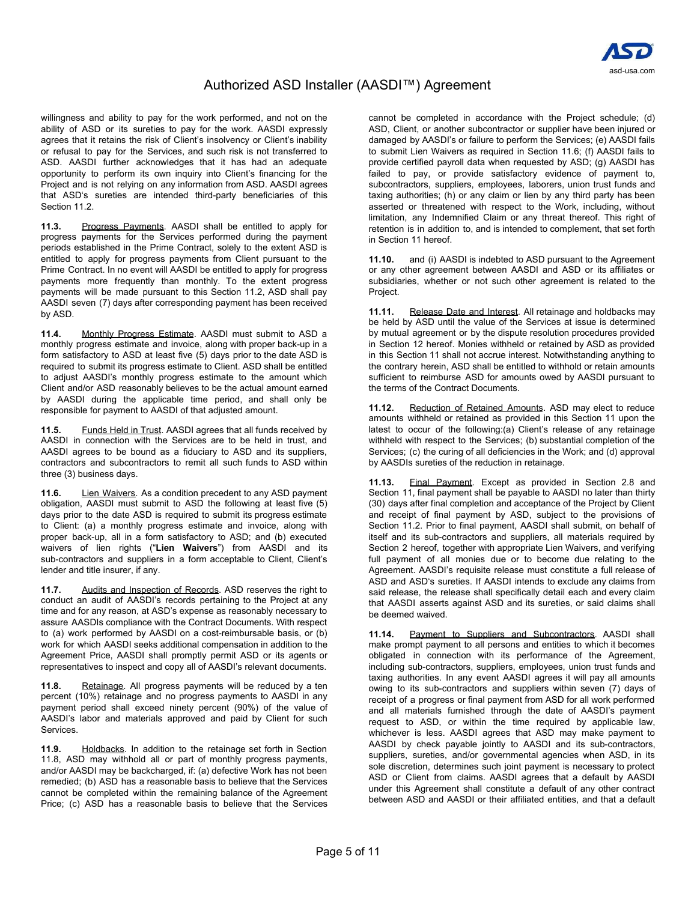willingness and ability to pay for the work performed, and not on the ability of ASD or its sureties to pay for the work. AASDI expressly agrees that it retains the risk of Client's insolvency or Client's inability or refusal to pay for the Services, and such risk is not transferred to ASD. AASDI further acknowledges that it has had an adequate opportunity to perform its own inquiry into Client's financing for the Project and is not relying on any information from ASD. AASDI agrees that ASD's sureties are intended third-party beneficiaries of this Section 11.2.

**11.3.** Progress Payments. AASDI shall be entitled to apply for progress payments for the Services performed during the payment periods established in the Prime Contract, solely to the extent ASD is entitled to apply for progress payments from Client pursuant to the Prime Contract. In no event will AASDI be entitled to apply for progress payments more frequently than monthly. To the extent progress payments will be made pursuant to this Section 11.2, ASD shall pay AASDI seven (7) days after corresponding payment has been received by ASD.

**11.4.** Monthly Progress Estimate. AASDI must submit to ASD a monthly progress estimate and invoice, along with proper back-up in a form satisfactory to ASD at least five (5) days prior to the date ASD is required to submit its progress estimate to Client. ASD shall be entitled to adjust AASDI's monthly progress estimate to the amount which Client and/or ASD reasonably believes to be the actual amount earned by AASDI during the applicable time period, and shall only be responsible for payment to AASDI of that adjusted amount.

**11.5.** Funds Held in Trust. AASDI agrees that all funds received by AASDI in connection with the Services are to be held in trust, and AASDI agrees to be bound as a fiduciary to ASD and its suppliers, contractors and subcontractors to remit all such funds to ASD within three (3) business days.

**11.6.** Lien Waivers. As a condition precedent to any ASD payment obligation, AASDI must submit to ASD the following at least five (5) days prior to the date ASD is required to submit its progress estimate to Client: (a) a monthly progress estimate and invoice, along with proper back-up, all in a form satisfactory to ASD; and (b) executed waivers of lien rights ("**Lien Waivers**") from AASDI and its sub-contractors and suppliers in a form acceptable to Client, Client's lender and title insurer, if any.

**11.7.** Audits and Inspection of Records. ASD reserves the right to conduct an audit of AASDI's records pertaining to the Project at any time and for any reason, at ASD's expense as reasonably necessary to assure AASDIs compliance with the Contract Documents. With respect to (a) work performed by AASDI on a cost-reimbursable basis, or (b) work for which AASDI seeks additional compensation in addition to the Agreement Price, AASDI shall promptly permit ASD or its agents or representatives to inspect and copy all of AASDI's relevant documents.

**11.8.** Retainage. All progress payments will be reduced by a ten percent (10%) retainage and no progress payments to AASDI in any payment period shall exceed ninety percent (90%) of the value of AASDI's labor and materials approved and paid by Client for such Services.

**11.9.** Holdbacks. In addition to the retainage set forth in Section 11.8, ASD may withhold all or part of monthly progress payments, and/or AASDI may be backcharged, if: (a) defective Work has not been remedied; (b) ASD has a reasonable basis to believe that the Services cannot be completed within the remaining balance of the Agreement Price; (c) ASD has a reasonable basis to believe that the Services cannot be completed in accordance with the Project schedule; (d) ASD, Client, or another subcontractor or supplier have been injured or damaged by AASDI's or failure to perform the Services; (e) AASDI fails to submit Lien Waivers as required in Section 11.6; (f) AASDI fails to provide certified payroll data when requested by ASD; (g) AASDI has failed to pay, or provide satisfactory evidence of payment to, subcontractors, suppliers, employees, laborers, union trust funds and taxing authorities; (h) or any claim or lien by any third party has been asserted or threatened with respect to the Work, including, without limitation, any Indemnified Claim or any threat thereof. This right of retention is in addition to, and is intended to complement, that set forth in Section 11 hereof.

**11.10.** and (i) AASDI is indebted to ASD pursuant to the Agreement or any other agreement between AASDI and ASD or its affiliates or subsidiaries, whether or not such other agreement is related to the Project.

**11.11.** Release Date and Interest. All retainage and holdbacks may be held by ASD until the value of the Services at issue is determined by mutual agreement or by the dispute resolution procedures provided in Section 12 hereof. Monies withheld or retained by ASD as provided in this Section 11 shall not accrue interest. Notwithstanding anything to the contrary herein, ASD shall be entitled to withhold or retain amounts sufficient to reimburse ASD for amounts owed by AASDI pursuant to the terms of the Contract Documents.

**11.12.** Reduction of Retained Amounts. ASD may elect to reduce amounts withheld or retained as provided in this Section 11 upon the latest to occur of the following:(a) Client's release of any retainage withheld with respect to the Services; (b) substantial completion of the Services; (c) the curing of all deficiencies in the Work; and (d) approval by AASDIs sureties of the reduction in retainage.

**11.13.** Final Payment. Except as provided in Section 2.8 and Section 11, final payment shall be payable to AASDI no later than thirty (30) days after final completion and acceptance of the Project by Client and receipt of final payment by ASD, subject to the provisions of Section 11.2. Prior to final payment, AASDI shall submit, on behalf of itself and its sub-contractors and suppliers, all materials required by Section 2 hereof, together with appropriate Lien Waivers, and verifying full payment of all monies due or to become due relating to the Agreement. AASDI's requisite release must constitute a full release of ASD and ASD's sureties. If AASDI intends to exclude any claims from said release, the release shall specifically detail each and every claim that AASDI asserts against ASD and its sureties, or said claims shall be deemed waived.

**11.14.** Payment to Suppliers and Subcontractors. AASDI shall make prompt payment to all persons and entities to which it becomes obligated in connection with its performance of the Agreement, including sub-contractors, suppliers, employees, union trust funds and taxing authorities. In any event AASDI agrees it will pay all amounts owing to its sub-contractors and suppliers within seven (7) days of receipt of a progress or final payment from ASD for all work performed and all materials furnished through the date of AASDI's payment request to ASD, or within the time required by applicable law, whichever is less. AASDI agrees that ASD may make payment to AASDI by check payable jointly to AASDI and its sub-contractors, suppliers, sureties, and/or governmental agencies when ASD, in its sole discretion, determines such joint payment is necessary to protect ASD or Client from claims. AASDI agrees that a default by AASDI under this Agreement shall constitute a default of any other contract between ASD and AASDI or their affiliated entities, and that a default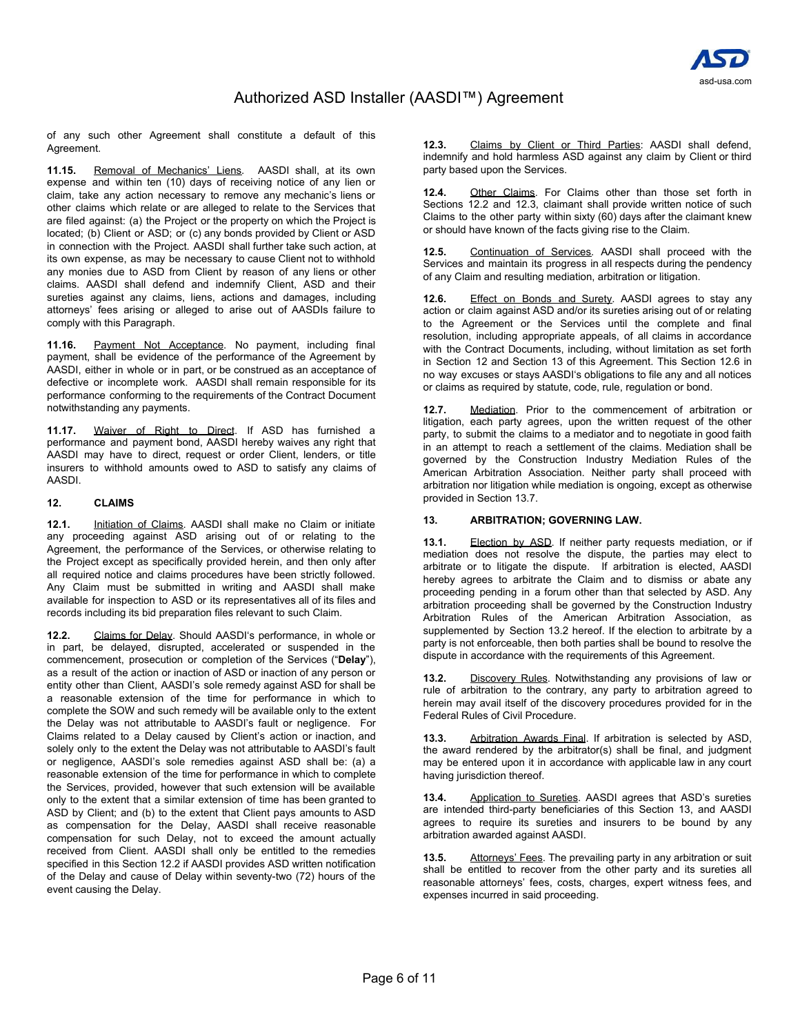of any such other Agreement shall constitute a default of this Agreement.

**11.15.** Removal of Mechanics' Liens. AASDI shall, at its own expense and within ten (10) days of receiving notice of any lien or claim, take any action necessary to remove any mechanic's liens or other claims which relate or are alleged to relate to the Services that are filed against: (a) the Project or the property on which the Project is located; (b) Client or ASD; or (c) any bonds provided by Client or ASD in connection with the Project. AASDI shall further take such action, at its own expense, as may be necessary to cause Client not to withhold any monies due to ASD from Client by reason of any liens or other claims. AASDI shall defend and indemnify Client, ASD and their sureties against any claims, liens, actions and damages, including attorneys' fees arising or alleged to arise out of AASDIs failure to comply with this Paragraph.

**11.16.** Payment Not Acceptance. No payment, including final payment, shall be evidence of the performance of the Agreement by AASDI, either in whole or in part, or be construed as an acceptance of defective or incomplete work. AASDI shall remain responsible for its performance conforming to the requirements of the Contract Document notwithstanding any payments.

**11.17.** Waiver of Right to Direct. If ASD has furnished a performance and payment bond, AASDI hereby waives any right that AASDI may have to direct, request or order Client, lenders, or title insurers to withhold amounts owed to ASD to satisfy any claims of AASDI.

## 12. CLAIMS

**12.1.** Initiation of Claims. AASDI shall make no Claim or initiate any proceeding against ASD arising out of or relating to the Agreement, the performance of the Services, or otherwise relating to the Project except as specifically provided herein, and then only after all required notice and claims procedures have been strictly followed. Any Claim must be submitted in writing and AASDI shall make available for inspection to ASD or its representatives all of its files and records including its bid preparation files relevant to such Claim.

**12.2.** Claims for Delay. Should AASDI's performance, in whole or in part, be delayed, disrupted, accelerated or suspended in the commencement, prosecution or completion of the Services ("**Delay**"), as a result of the action or inaction of ASD or inaction of any person or entity other than Client, AASDI's sole remedy against ASD for shall be a reasonable extension of the time for performance in which to complete the SOW and such remedy will be available only to the extent the Delay was not attributable to AASDI's fault or negligence. For Claims related to a Delay caused by Client's action or inaction, and solely only to the extent the Delay was not attributable to AASDI's fault or negligence, AASDI's sole remedies against ASD shall be: (a) a reasonable extension of the time for performance in which to complete the Services, provided, however that such extension will be available only to the extent that a similar extension of time has been granted to ASD by Client; and (b) to the extent that Client pays amounts to ASD as compensation for the Delay, AASDI shall receive reasonable compensation for such Delay, not to exceed the amount actually received from Client. AASDI shall only be entitled to the remedies specified in this Section 12.2 if AASDI provides ASD written notification of the Delay and cause of Delay within seventy-two (72) hours of the event causing the Delay.

**12.3.** Claims by Client or Third Parties: AASDI shall defend, indemnify and hold harmless ASD against any claim by Client or third party based upon the Services.

**12.4.** Other Claims. For Claims other than those set forth in Sections 12.2 and 12.3, claimant shall provide written notice of such Claims to the other party within sixty (60) days after the claimant knew or should have known of the facts giving rise to the Claim.

**12.5.** Continuation of Services. AASDI shall proceed with the Services and maintain its progress in all respects during the pendency of any Claim and resulting mediation, arbitration or litigation.

**12.6.** Effect on Bonds and Surety. AASDI agrees to stay any action or claim against ASD and/or its sureties arising out of or relating to the Agreement or the Services until the complete and final resolution, including appropriate appeals, of all claims in accordance with the Contract Documents, including, without limitation as set forth in Section 12 and Section 13 of this Agreement. This Section 12.6 in no way excuses or stays AASDI's obligations to file any and all notices or claims as required by statute, code, rule, regulation or bond.

**12.7.** Mediation. Prior to the commencement of arbitration or litigation, each party agrees, upon the written request of the other party, to submit the claims to a mediator and to negotiate in good faith in an attempt to reach a settlement of the claims. Mediation shall be governed by the Construction Industry Mediation Rules of the American Arbitration Association. Neither party shall proceed with arbitration nor litigation while mediation is ongoing, except as otherwise provided in Section 13.7.

## 13. ARBITRATION; GOVERNING LAW.

**13.1.** Election by ASD. If neither party requests mediation, or if mediation does not resolve the dispute, the parties may elect to arbitrate or to litigate the dispute. If arbitration is elected, AASDI hereby agrees to arbitrate the Claim and to dismiss or abate any proceeding pending in a forum other than that selected by ASD. Any arbitration proceeding shall be governed by the Construction Industry Arbitration Rules of the American Arbitration Association, as supplemented by Section 13.2 hereof. If the election to arbitrate by a party is not enforceable, then both parties shall be bound to resolve the dispute in accordance with the requirements of this Agreement.

**13.2.** Discovery Rules. Notwithstanding any provisions of law or rule of arbitration to the contrary, any party to arbitration agreed to herein may avail itself of the discovery procedures provided for in the Federal Rules of Civil Procedure.

**13.3.** Arbitration Awards Final. If arbitration is selected by ASD, the award rendered by the arbitrator(s) shall be final, and judgment may be entered upon it in accordance with applicable law in any court having jurisdiction thereof.

**13.4.** Application to Sureties. AASDI agrees that ASD's sureties are intended third-party beneficiaries of this Section 13, and AASDI agrees to require its sureties and insurers to be bound by any arbitration awarded against AASDI.

**13.5.** Attorneys' Fees. The prevailing party in any arbitration or suit shall be entitled to recover from the other party and its sureties all reasonable attorneys' fees, costs, charges, expert witness fees, and expenses incurred in said proceeding.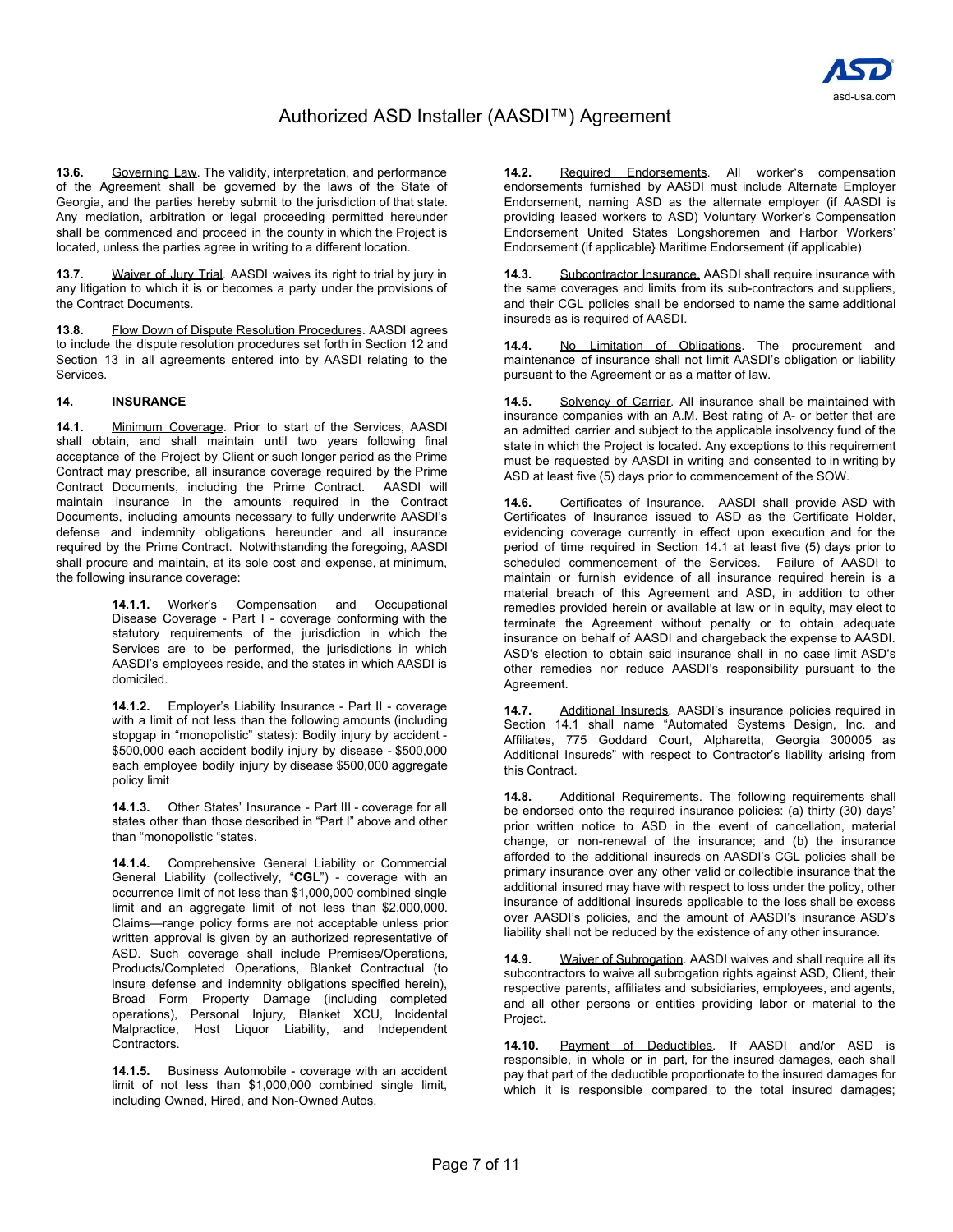**13.6.** Governing Law. The validity, interpretation, and performance of the Agreement shall be governed by the laws of the State of Georgia, and the parties hereby submit to the jurisdiction of that state. Any mediation, arbitration or legal proceeding permitted hereunder shall be commenced and proceed in the county in which the Project is located, unless the parties agree in writing to a different location.

**13.7.** Waiver of Jury Trial. AASDI waives its right to trial by jury in any litigation to which it is or becomes a party under the provisions of the Contract Documents.

**13.8.** Flow Down of Dispute Resolution Procedures. AASDI agrees to include the dispute resolution procedures set forth in Section 12 and Section 13 in all agreements entered into by AASDI relating to the Services.

## 14. INSURANCE

**14.1.** Minimum Coverage. Prior to start of the Services, AASDI shall obtain, and shall maintain until two years following final acceptance of the Project by Client or such longer period as the Prime Contract may prescribe, all insurance coverage required by the Prime Contract Documents, including the Prime Contract. AASDI will maintain insurance in the amounts required in the Contract Documents, including amounts necessary to fully underwrite AASDI's defense and indemnity obligations hereunder and all insurance required by the Prime Contract. Notwithstanding the foregoing, AASDI shall procure and maintain, at its sole cost and expense, at minimum, the following insurance coverage:

> **14.1.1.** Worker's Compensation and Occupational Disease Coverage - Part I - coverage conforming with the statutory requirements of the jurisdiction in which the Services are to be performed, the jurisdictions in which AASDI's employees reside, and the states in which AASDI is domiciled.
>
> **14.1.2.** Employer's Liability Insurance - Part II - coverage with a limit of not less than the following amounts (including stopgap in "monopolistic" states): Bodily injury by accident - \$500,000 each accident bodily injury by disease - \$500,000 each employee bodily injury by disease \$500,000 aggregate policy limit
>
> **14.1.3.** Other States' Insurance - Part III - coverage for all states other than those described in "Part I" above and other than "monopolistic "states.
>
> **14.1.4.** Comprehensive General Liability or Commercial General Liability (collectively, "**CGL**") - coverage with an occurrence limit of not less than \$1,000,000 combined single limit and an aggregate limit of not less than \$2,000,000. Claims—range policy forms are not acceptable unless prior written approval is given by an authorized representative of ASD. Such coverage shall include Premises/Operations, Products/Completed Operations, Blanket Contractual (to insure defense and indemnity obligations specified herein), Broad Form Property Damage (including completed operations), Personal Injury, Blanket XCU, Incidental Malpractice, Host Liquor Liability, and Independent Contractors.
>
> **14.1.5.** Business Automobile - coverage with an accident limit of not less than \$1,000,000 combined single limit, including Owned, Hired, and Non-Owned Autos.

**14.2.** Required Endorsements. All worker's compensation endorsements furnished by AASDI must include Alternate Employer Endorsement, naming ASD as the alternate employer (if AASDI is providing leased workers to ASD) Voluntary Worker's Compensation Endorsement United States Longshoremen and Harbor Workers' Endorsement (if applicable} Maritime Endorsement (if applicable)

**14.3.** Subcontractor Insurance. AASDI shall require insurance with the same coverages and limits from its sub-contractors and suppliers, and their CGL policies shall be endorsed to name the same additional insureds as is required of AASDI.

**14.4.** No Limitation of Obligations. The procurement and maintenance of insurance shall not limit AASDI's obligation or liability pursuant to the Agreement or as a matter of law.

**14.5.** Solvency of Carrier. All insurance shall be maintained with insurance companies with an A.M. Best rating of A- or better that are an admitted carrier and subject to the applicable insolvency fund of the state in which the Project is located. Any exceptions to this requirement must be requested by AASDI in writing and consented to in writing by ASD at least five (5) days prior to commencement of the SOW.

**14.6.** Certificates of Insurance. AASDI shall provide ASD with Certificates of Insurance issued to ASD as the Certificate Holder, evidencing coverage currently in effect upon execution and for the period of time required in Section 14.1 at least five (5) days prior to scheduled commencement of the Services. Failure of AASDI to maintain or furnish evidence of all insurance required herein is a material breach of this Agreement and ASD, in addition to other remedies provided herein or available at law or in equity, may elect to terminate the Agreement without penalty or to obtain adequate insurance on behalf of AASDI and chargeback the expense to AASDI. ASD's election to obtain said insurance shall in no case limit ASD's other remedies nor reduce AASDI's responsibility pursuant to the Agreement.

**14.7.** Additional Insureds. AASDI's insurance policies required in Section 14.1 shall name "Automated Systems Design, Inc. and Affiliates, 775 Goddard Court, Alpharetta, Georgia 300005 as Additional Insureds" with respect to Contractor's liability arising from this Contract.

**14.8.** Additional Requirements. The following requirements shall be endorsed onto the required insurance policies: (a) thirty (30) days' prior written notice to ASD in the event of cancellation, material change, or non-renewal of the insurance; and (b) the insurance afforded to the additional insureds on AASDI's CGL policies shall be primary insurance over any other valid or collectible insurance that the additional insured may have with respect to loss under the policy, other insurance of additional insureds applicable to the loss shall be excess over AASDI's policies, and the amount of AASDI's insurance ASD's liability shall not be reduced by the existence of any other insurance.

**14.9.** Waiver of Subrogation. AASDI waives and shall require all its subcontractors to waive all subrogation rights against ASD, Client, their respective parents, affiliates and subsidiaries, employees, and agents, and all other persons or entities providing labor or material to the Project.

**14.10.** Payment of Deductibles. If AASDI and/or ASD is responsible, in whole or in part, for the insured damages, each shall pay that part of the deductible proportionate to the insured damages for which it is responsible compared to the total insured damages;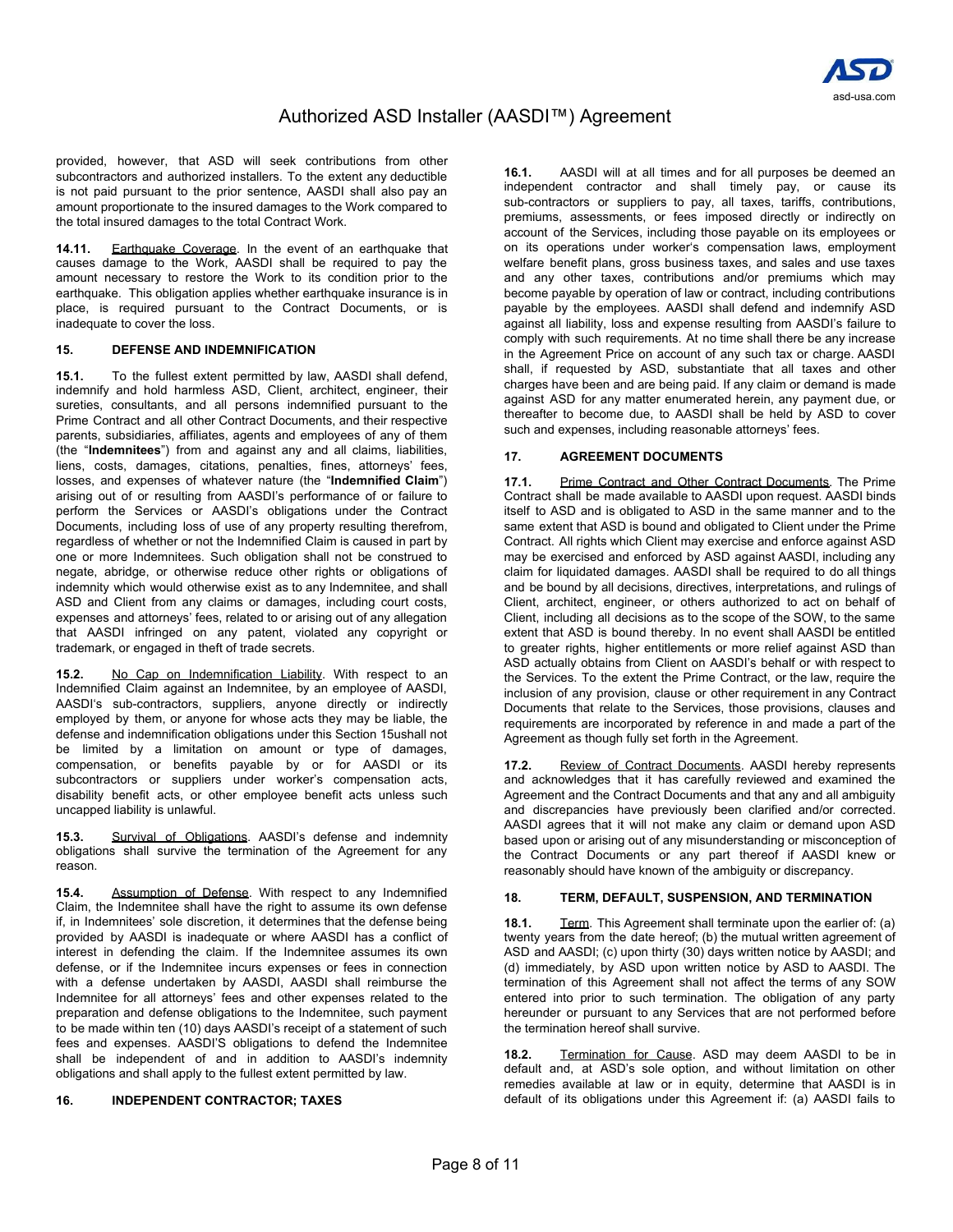provided, however, that ASD will seek contributions from other subcontractors and authorized installers. To the extent any deductible is not paid pursuant to the prior sentence, AASDI shall also pay an amount proportionate to the insured damages to the Work compared to the total insured damages to the total Contract Work.

**14.11.** Earthquake Coverage. In the event of an earthquake that causes damage to the Work, AASDI shall be required to pay the amount necessary to restore the Work to its condition prior to the earthquake. This obligation applies whether earthquake insurance is in place, is required pursuant to the Contract Documents, or is inadequate to cover the loss.

## 15. DEFENSE AND INDEMNIFICATION

**15.1.** To the fullest extent permitted by law, AASDI shall defend, indemnify and hold harmless ASD, Client, architect, engineer, their sureties, consultants, and all persons indemnified pursuant to the Prime Contract and all other Contract Documents, and their respective parents, subsidiaries, affiliates, agents and employees of any of them (the "**Indemnitees**") from and against any and all claims, liabilities, liens, costs, damages, citations, penalties, fines, attorneys' fees, losses, and expenses of whatever nature (the "**Indemnified Claim**") arising out of or resulting from AASDI's performance of or failure to perform the Services or AASDI's obligations under the Contract Documents, including loss of use of any property resulting therefrom, regardless of whether or not the Indemnified Claim is caused in part by one or more Indemnitees. Such obligation shall not be construed to negate, abridge, or otherwise reduce other rights or obligations of indemnity which would otherwise exist as to any Indemnitee, and shall ASD and Client from any claims or damages, including court costs, expenses and attorneys' fees, related to or arising out of any allegation that AASDI infringed on any patent, violated any copyright or trademark, or engaged in theft of trade secrets.

**15.2.** No Cap on Indemnification Liability. With respect to an Indemnified Claim against an Indemnitee, by an employee of AASDI, AASDI's sub-contractors, suppliers, anyone directly or indirectly employed by them, or anyone for whose acts they may be liable, the defense and indemnification obligations under this Section 15ushall not be limited by a limitation on amount or type of damages, compensation, or benefits payable by or for AASDI or its subcontractors or suppliers under worker's compensation acts, disability benefit acts, or other employee benefit acts unless such uncapped liability is unlawful.

**15.3.** Survival of Obligations. AASDI's defense and indemnity obligations shall survive the termination of the Agreement for any reason.

**15.4.** Assumption of Defense. With respect to any Indemnified Claim, the Indemnitee shall have the right to assume its own defense if, in Indemnitees' sole discretion, it determines that the defense being provided by AASDI is inadequate or where AASDI has a conflict of interest in defending the claim. If the Indemnitee assumes its own defense, or if the Indemnitee incurs expenses or fees in connection with a defense undertaken by AASDI, AASDI shall reimburse the Indemnitee for all attorneys' fees and other expenses related to the preparation and defense obligations to the Indemnitee, such payment to be made within ten (10) days AASDI's receipt of a statement of such fees and expenses. AASDI'S obligations to defend the Indemnitee shall be independent of and in addition to AASDI's indemnity obligations and shall apply to the fullest extent permitted by law.

## 16. INDEPENDENT CONTRACTOR; TAXES

**16.1.** AASDI will at all times and for all purposes be deemed an independent contractor and shall timely pay, or cause its sub-contractors or suppliers to pay, all taxes, tariffs, contributions, premiums, assessments, or fees imposed directly or indirectly on account of the Services, including those payable on its employees or on its operations under worker's compensation laws, employment welfare benefit plans, gross business taxes, and sales and use taxes and any other taxes, contributions and/or premiums which may become payable by operation of law or contract, including contributions payable by the employees. AASDI shall defend and indemnify ASD against all liability, loss and expense resulting from AASDI's failure to comply with such requirements. At no time shall there be any increase in the Agreement Price on account of any such tax or charge. AASDI shall, if requested by ASD, substantiate that all taxes and other charges have been and are being paid. If any claim or demand is made against ASD for any matter enumerated herein, any payment due, or thereafter to become due, to AASDI shall be held by ASD to cover such and expenses, including reasonable attorneys' fees.

## 17. AGREEMENT DOCUMENTS

**17.1.** Prime Contract and Other Contract Documents. The Prime Contract shall be made available to AASDI upon request. AASDI binds itself to ASD and is obligated to ASD in the same manner and to the same extent that ASD is bound and obligated to Client under the Prime Contract. All rights which Client may exercise and enforce against ASD may be exercised and enforced by ASD against AASDI, including any claim for liquidated damages. AASDI shall be required to do all things and be bound by all decisions, directives, interpretations, and rulings of Client, architect, engineer, or others authorized to act on behalf of Client, including all decisions as to the scope of the SOW, to the same extent that ASD is bound thereby. In no event shall AASDI be entitled to greater rights, higher entitlements or more relief against ASD than ASD actually obtains from Client on AASDI's behalf or with respect to the Services. To the extent the Prime Contract, or the law, require the inclusion of any provision, clause or other requirement in any Contract Documents that relate to the Services, those provisions, clauses and requirements are incorporated by reference in and made a part of the Agreement as though fully set forth in the Agreement.

**17.2.** Review of Contract Documents. AASDI hereby represents and acknowledges that it has carefully reviewed and examined the Agreement and the Contract Documents and that any and all ambiguity and discrepancies have previously been clarified and/or corrected. AASDI agrees that it will not make any claim or demand upon ASD based upon or arising out of any misunderstanding or misconception of the Contract Documents or any part thereof if AASDI knew or reasonably should have known of the ambiguity or discrepancy.

## 18. TERM, DEFAULT, SUSPENSION, AND TERMINATION

**18.1.** Term. This Agreement shall terminate upon the earlier of: (a) twenty years from the date hereof; (b) the mutual written agreement of ASD and AASDI; (c) upon thirty (30) days written notice by AASDI; and (d) immediately, by ASD upon written notice by ASD to AASDI. The termination of this Agreement shall not affect the terms of any SOW entered into prior to such termination. The obligation of any party hereunder or pursuant to any Services that are not performed before the termination hereof shall survive.

**18.2.** Termination for Cause. ASD may deem AASDI to be in default and, at ASD's sole option, and without limitation on other remedies available at law or in equity, determine that AASDI is in default of its obligations under this Agreement if: (a) AASDI fails to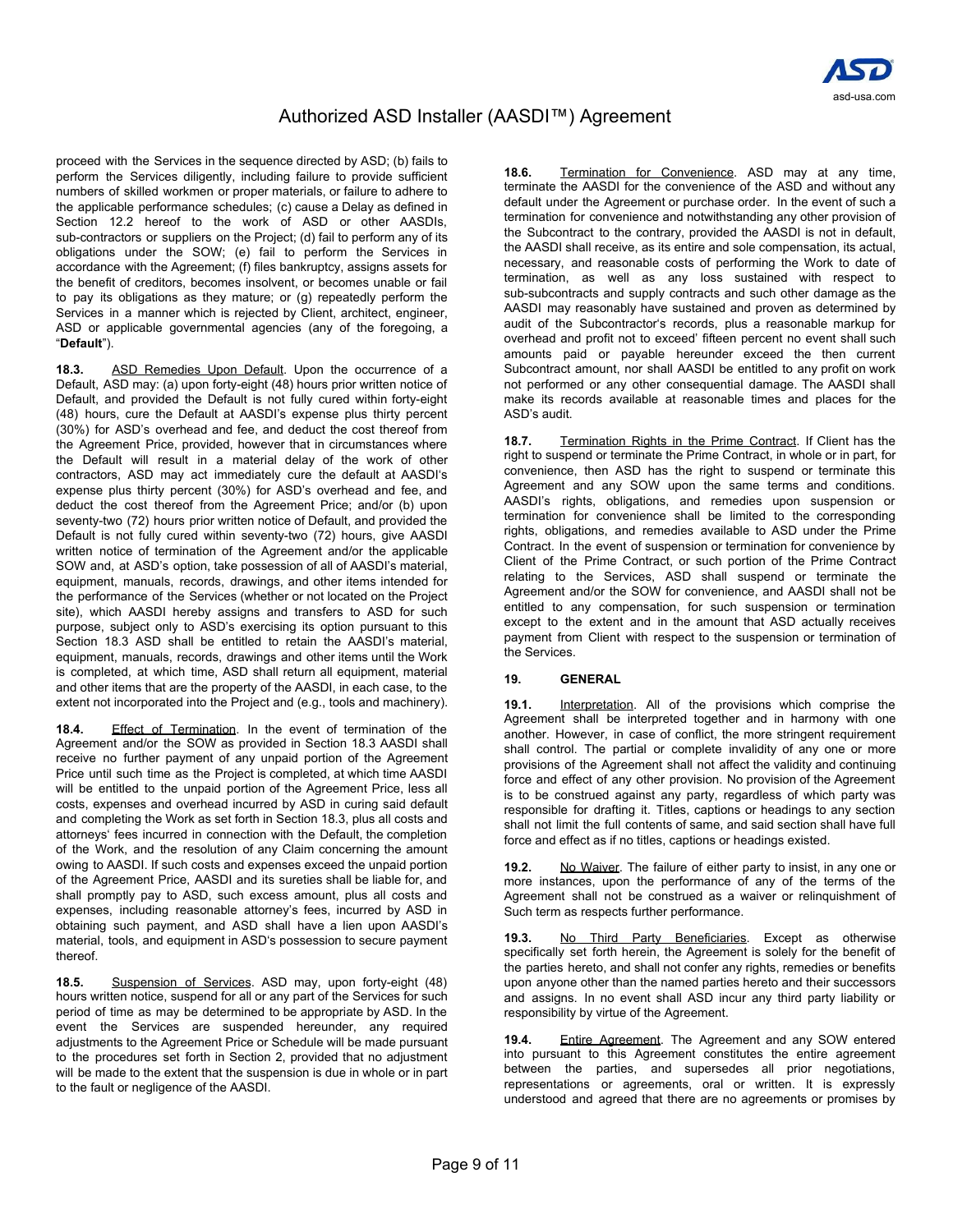proceed with the Services in the sequence directed by ASD; (b) fails to perform the Services diligently, including failure to provide sufficient numbers of skilled workmen or proper materials, or failure to adhere to the applicable performance schedules; (c) cause a Delay as defined in Section 12.2 hereof to the work of ASD or other AASDIs, sub-contractors or suppliers on the Project; (d) fail to perform any of its obligations under the SOW; (e) fail to perform the Services in accordance with the Agreement; (f) files bankruptcy, assigns assets for the benefit of creditors, becomes insolvent, or becomes unable or fail to pay its obligations as they mature; or (g) repeatedly perform the Services in a manner which is rejected by Client, architect, engineer, ASD or applicable governmental agencies (any of the foregoing, a "**Default**").

**18.3.** ASD Remedies Upon Default. Upon the occurrence of a Default, ASD may: (a) upon forty-eight (48) hours prior written notice of Default, and provided the Default is not fully cured within forty-eight (48) hours, cure the Default at AASDI's expense plus thirty percent (30%) for ASD's overhead and fee, and deduct the cost thereof from the Agreement Price, provided, however that in circumstances where the Default will result in a material delay of the work of other contractors, ASD may act immediately cure the default at AASDI's expense plus thirty percent (30%) for ASD's overhead and fee, and deduct the cost thereof from the Agreement Price; and/or (b) upon seventy-two (72) hours prior written notice of Default, and provided the Default is not fully cured within seventy-two (72) hours, give AASDI written notice of termination of the Agreement and/or the applicable SOW and, at ASD's option, take possession of all of AASDI's material, equipment, manuals, records, drawings, and other items intended for the performance of the Services (whether or not located on the Project site), which AASDI hereby assigns and transfers to ASD for such purpose, subject only to ASD's exercising its option pursuant to this Section 18.3 ASD shall be entitled to retain the AASDI's material, equipment, manuals, records, drawings and other items until the Work is completed, at which time, ASD shall return all equipment, material and other items that are the property of the AASDI, in each case, to the extent not incorporated into the Project and (e.g., tools and machinery).

**18.4.** Effect of Termination. In the event of termination of the Agreement and/or the SOW as provided in Section 18.3 AASDI shall receive no further payment of any unpaid portion of the Agreement Price until such time as the Project is completed, at which time AASDI will be entitled to the unpaid portion of the Agreement Price, less all costs, expenses and overhead incurred by ASD in curing said default and completing the Work as set forth in Section 18.3, plus all costs and attorneys' fees incurred in connection with the Default, the completion of the Work, and the resolution of any Claim concerning the amount owing to AASDI. If such costs and expenses exceed the unpaid portion of the Agreement Price, AASDI and its sureties shall be liable for, and shall promptly pay to ASD, such excess amount, plus all costs and expenses, including reasonable attorney's fees, incurred by ASD in obtaining such payment, and ASD shall have a lien upon AASDI's material, tools, and equipment in ASD's possession to secure payment thereof.

**18.5.** Suspension of Services. ASD may, upon forty-eight (48) hours written notice, suspend for all or any part of the Services for such period of time as may be determined to be appropriate by ASD. In the event the Services are suspended hereunder, any required adjustments to the Agreement Price or Schedule will be made pursuant to the procedures set forth in Section 2, provided that no adjustment will be made to the extent that the suspension is due in whole or in part to the fault or negligence of the AASDI.

**18.6.** Termination for Convenience. ASD may at any time, terminate the AASDI for the convenience of the ASD and without any default under the Agreement or purchase order. In the event of such a termination for convenience and notwithstanding any other provision of the Subcontract to the contrary, provided the AASDI is not in default, the AASDI shall receive, as its entire and sole compensation, its actual, necessary, and reasonable costs of performing the Work to date of termination, as well as any loss sustained with respect to sub-subcontracts and supply contracts and such other damage as the AASDI may reasonably have sustained and proven as determined by audit of the Subcontractor's records, plus a reasonable markup for overhead and profit not to exceed' fifteen percent no event shall such amounts paid or payable hereunder exceed the then current Subcontract amount, nor shall AASDI be entitled to any profit on work not performed or any other consequential damage. The AASDI shall make its records available at reasonable times and places for the ASD's audit.

**18.7.** Termination Rights in the Prime Contract. If Client has the right to suspend or terminate the Prime Contract, in whole or in part, for convenience, then ASD has the right to suspend or terminate this Agreement and any SOW upon the same terms and conditions. AASDI's rights, obligations, and remedies upon suspension or termination for convenience shall be limited to the corresponding rights, obligations, and remedies available to ASD under the Prime Contract. In the event of suspension or termination for convenience by Client of the Prime Contract, or such portion of the Prime Contract relating to the Services, ASD shall suspend or terminate the Agreement and/or the SOW for convenience, and AASDI shall not be entitled to any compensation, for such suspension or termination except to the extent and in the amount that ASD actually receives payment from Client with respect to the suspension or termination of the Services.

## 19. GENERAL

**19.1.** Interpretation. All of the provisions which comprise the Agreement shall be interpreted together and in harmony with one another. However, in case of conflict, the more stringent requirement shall control. The partial or complete invalidity of any one or more provisions of the Agreement shall not affect the validity and continuing force and effect of any other provision. No provision of the Agreement is to be construed against any party, regardless of which party was responsible for drafting it. Titles, captions or headings to any section shall not limit the full contents of same, and said section shall have full force and effect as if no titles, captions or headings existed.

**19.2.** No Waiver. The failure of either party to insist, in any one or more instances, upon the performance of any of the terms of the Agreement shall not be construed as a waiver or relinquishment of Such term as respects further performance.

**19.3.** No Third Party Beneficiaries. Except as otherwise specifically set forth herein, the Agreement is solely for the benefit of the parties hereto, and shall not confer any rights, remedies or benefits upon anyone other than the named parties hereto and their successors and assigns. In no event shall ASD incur any third party liability or responsibility by virtue of the Agreement.

**19.4.** Entire Agreement. The Agreement and any SOW entered into pursuant to this Agreement constitutes the entire agreement between the parties, and supersedes all prior negotiations, representations or agreements, oral or written. It is expressly understood and agreed that there are no agreements or promises by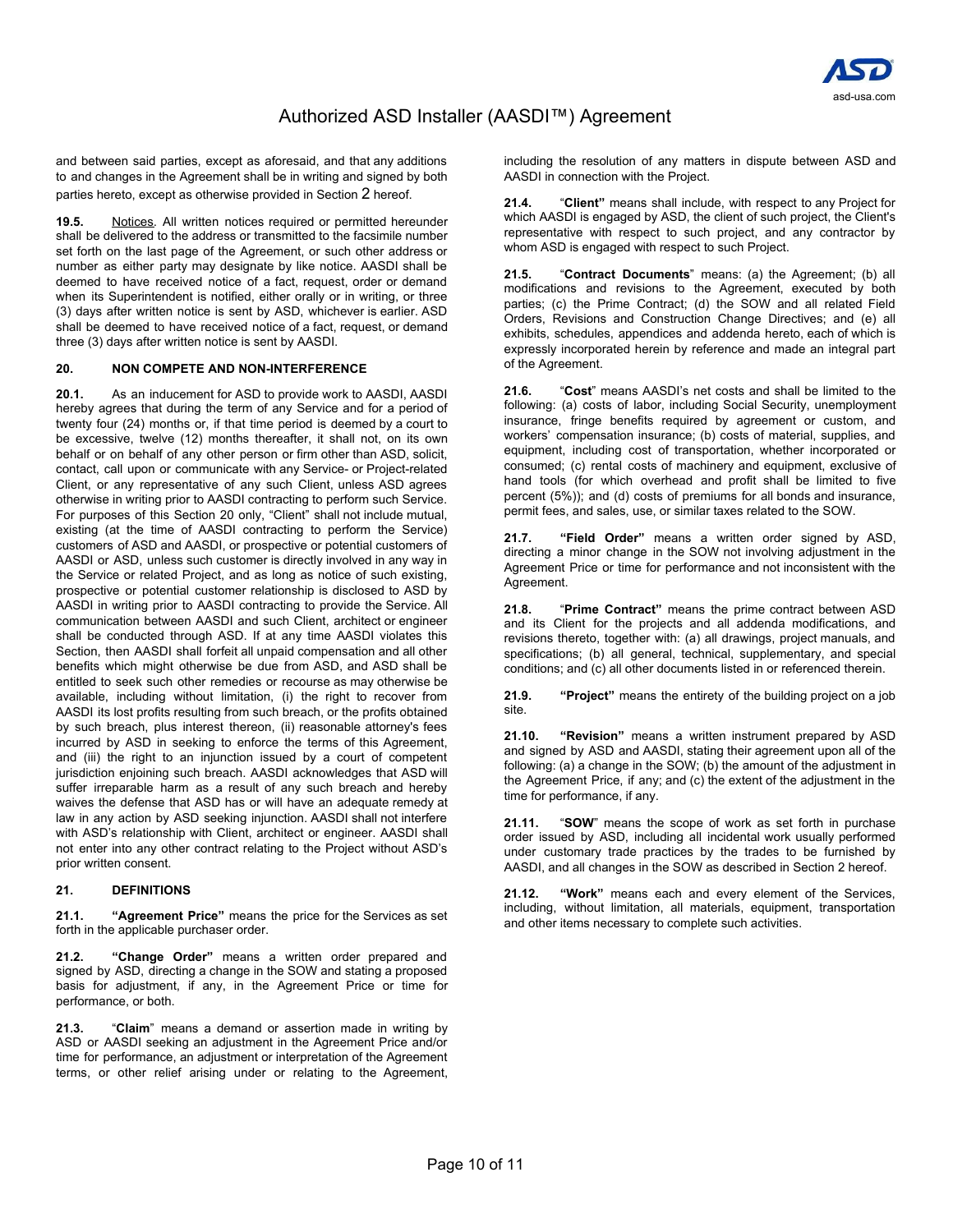and between said parties, except as aforesaid, and that any additions to and changes in the Agreement shall be in writing and signed by both parties hereto, except as otherwise provided in Section 2 hereof.

**19.5.** Notices. All written notices required or permitted hereunder shall be delivered to the address or transmitted to the facsimile number set forth on the last page of the Agreement, or such other address or number as either party may designate by like notice. AASDI shall be deemed to have received notice of a fact, request, order or demand when its Superintendent is notified, either orally or in writing, or three (3) days after written notice is sent by ASD, whichever is earlier. ASD shall be deemed to have received notice of a fact, request, or demand three (3) days after written notice is sent by AASDI.

## 20. NON COMPETE AND NON-INTERFERENCE

**20.1.** As an inducement for ASD to provide work to AASDI, AASDI hereby agrees that during the term of any Service and for a period of twenty four (24) months or, if that time period is deemed by a court to be excessive, twelve (12) months thereafter, it shall not, on its own behalf or on behalf of any other person or firm other than ASD, solicit, contact, call upon or communicate with any Service- or Project-related Client, or any representative of any such Client, unless ASD agrees otherwise in writing prior to AASDI contracting to perform such Service. For purposes of this Section 20 only, "Client" shall not include mutual, existing (at the time of AASDI contracting to perform the Service) customers of ASD and AASDI, or prospective or potential customers of AASDI or ASD, unless such customer is directly involved in any way in the Service or related Project, and as long as notice of such existing, prospective or potential customer relationship is disclosed to ASD by AASDI in writing prior to AASDI contracting to provide the Service. All communication between AASDI and such Client, architect or engineer shall be conducted through ASD. If at any time AASDI violates this Section, then AASDI shall forfeit all unpaid compensation and all other benefits which might otherwise be due from ASD, and ASD shall be entitled to seek such other remedies or recourse as may otherwise be available, including without limitation, (i) the right to recover from AASDI its lost profits resulting from such breach, or the profits obtained by such breach, plus interest thereon, (ii) reasonable attorney's fees incurred by ASD in seeking to enforce the terms of this Agreement, and (iii) the right to an injunction issued by a court of competent jurisdiction enjoining such breach. AASDI acknowledges that ASD will suffer irreparable harm as a result of any such breach and hereby waives the defense that ASD has or will have an adequate remedy at law in any action by ASD seeking injunction. AASDI shall not interfere with ASD's relationship with Client, architect or engineer. AASDI shall not enter into any other contract relating to the Project without ASD's prior written consent.

## 21. DEFINITIONS

**21.1. "Agreement Price"** means the price for the Services as set forth in the applicable purchaser order.

**21.2. "Change Order"** means a written order prepared and signed by ASD, directing a change in the SOW and stating a proposed basis for adjustment, if any, in the Agreement Price or time for performance, or both.

**21.3.** "**Claim**" means a demand or assertion made in writing by ASD or AASDI seeking an adjustment in the Agreement Price and/or time for performance, an adjustment or interpretation of the Agreement terms, or other relief arising under or relating to the Agreement, including the resolution of any matters in dispute between ASD and AASDI in connection with the Project.

**21.4.** "**Client"** means shall include, with respect to any Project for which AASDI is engaged by ASD, the client of such project, the Client's representative with respect to such project, and any contractor by whom ASD is engaged with respect to such Project.

**21.5.** "**Contract Documents**" means: (a) the Agreement; (b) all modifications and revisions to the Agreement, executed by both parties; (c) the Prime Contract; (d) the SOW and all related Field Orders, Revisions and Construction Change Directives; and (e) all exhibits, schedules, appendices and addenda hereto, each of which is expressly incorporated herein by reference and made an integral part of the Agreement.

**21.6.** "**Cost**" means AASDI's net costs and shall be limited to the following: (a) costs of labor, including Social Security, unemployment insurance, fringe benefits required by agreement or custom, and workers' compensation insurance; (b) costs of material, supplies, and equipment, including cost of transportation, whether incorporated or consumed; (c) rental costs of machinery and equipment, exclusive of hand tools (for which overhead and profit shall be limited to five percent (5%)); and (d) costs of premiums for all bonds and insurance, permit fees, and sales, use, or similar taxes related to the SOW.

**21.7. "Field Order"** means a written order signed by ASD, directing a minor change in the SOW not involving adjustment in the Agreement Price or time for performance and not inconsistent with the Agreement.

**21.8.** "**Prime Contract"** means the prime contract between ASD and its Client for the projects and all addenda modifications, and revisions thereto, together with: (a) all drawings, project manuals, and specifications; (b) all general, technical, supplementary, and special conditions; and (c) all other documents listed in or referenced therein.

**21.9. "Project"** means the entirety of the building project on a job site.

**21.10. "Revision"** means a written instrument prepared by ASD and signed by ASD and AASDI, stating their agreement upon all of the following: (a) a change in the SOW; (b) the amount of the adjustment in the Agreement Price, if any; and (c) the extent of the adjustment in the time for performance, if any.

**21.11.** "**SOW**" means the scope of work as set forth in purchase order issued by ASD, including all incidental work usually performed under customary trade practices by the trades to be furnished by AASDI, and all changes in the SOW as described in Section 2 hereof.

**21.12. "Work"** means each and every element of the Services, including, without limitation, all materials, equipment, transportation and other items necessary to complete such activities.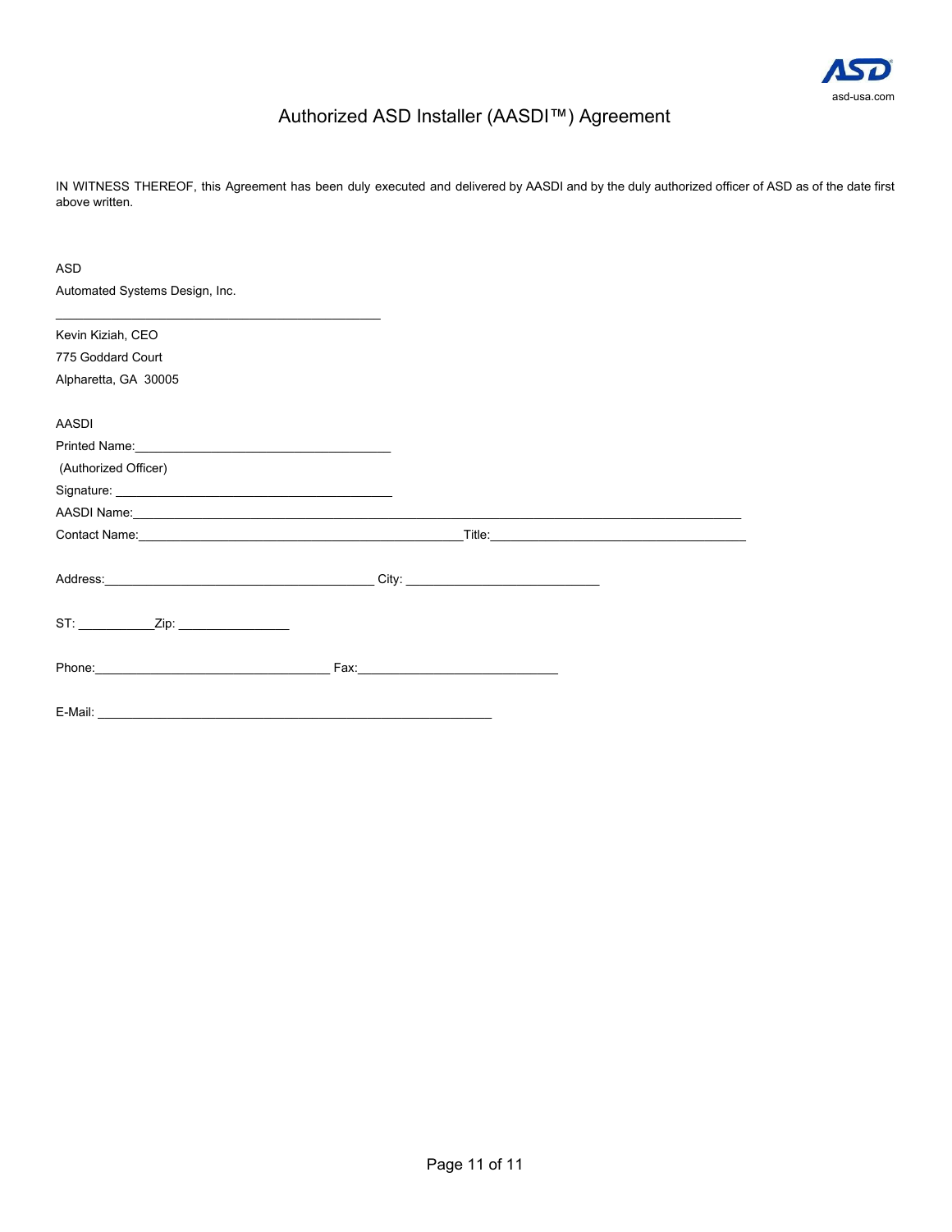# Authorized ASD Installer (AASDI™) Agreement

IN WITNESS THEREOF, this Agreement has been duly executed and delivered by AASDI and by the duly authorized officer of ASD as of the date first above written.

ASD

Automated Systems Design, Inc.

_______________________________________________

Kevin Kiziah, CEO

775 Goddard Court

Alpharetta, GA 30005

AASDI

Printed Name:_____________________________________

(Authorized Officer)

Signature: _______________________________________

AASDI Name:_______________________________________________________________________________________

Contact Name:_______________________________________________Title:_____________________________________

Address:_______________________________________ City: ____________________________

ST: ___________Zip: ________________

Phone:__________________________________ Fax:_____________________________

E-Mail: _________________________________________________________